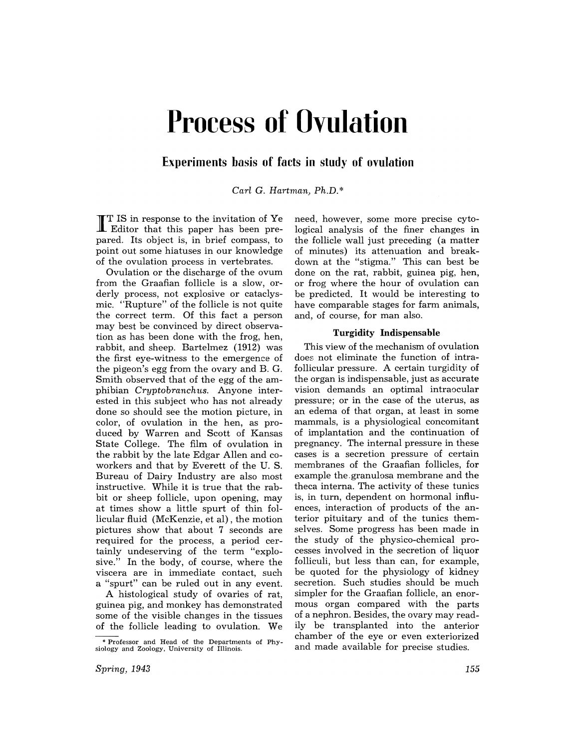# Process of Ovulation

## Experiments basis of facts in study of ovulation

*Carl G. Hartman, Ph.D.**

IT IS in response to the invitation of Ye Editor that this paper has been prepared. Its object is, in brief compass, to point out some hiatuses in our knowledge of the ovulation process in vertebrates.

Ovulation or the discharge of the ovum from the Graafian follicle is a slow, orderly process, not explosive or cataclysmic. "Rupture" of the follicle is not quite the correct term. Of this fact a person may best be convinced by direct observation as has been done with the frog, hen, rabbit, and sheep. Bartelmez (1912) was the first eye-witness to the emergence of the pigeon's egg from the ovary and B. G. Smith observed that of the egg of the amphibian *Cryptobranchus*. Anyone interested in this subject who has not already done so should see the motion picture, in color, of ovulation in the hen, as produced by Warren and Scott of Kansas State College. The film of ovulation in the rabbit by the late Edgar Allen and coworkers and that by Everett of the U. S. Bureau of Dairy Industry are also most instructive. While it is true that the rabbit or sheep follicle, upon opening, may at times show a little spurt of thin follicular fluid (McKenzie, et al), the motion pictures show that about 7 seconds are required for the process, a period certainly undeserving of the term "explosive." In the body, of course, where the viscera are in immediate contact, such a "spurt" can be ruled out in any event.

A histological study of ovaries of rat, guinea pig, and monkey has demonstrated some of the visible changes in the tissues of the follicle leading to ovulation. We need, however, some more precise cytological analysis of the finer changes in the follicle wall just preceding (a matter of minutes) its attenuation and breakdown at the "stigma." This can best be done on the rat, rabbit, guinea pig, hen, or frog where the hour of ovulation can be predicted. It would be interesting to have comparable stages for farm animals, and, of course, for man also.

### Turgidity Indispensable

This view of the mechanism of ovulation does not eliminate the function of intrafollicular pressure. A certain turgidity of the organ is indispensable, just as accurate vision demands an optimal intraocular pressure; or in the case of the uterus, as an edema of that organ, at least in some mammals, is a physiological concomitant of implantation and the continuation of pregnancy. The internal pressure in these cases is a secretion pressure of certain membranes of the Graafian follicles, for example the granulosa membrane and the theca interna. The activity of these tunics is, in turn, dependent on hormonal influences, interaction of products of the anterior pituitary and of the tunics themselves. Some progress has been made in the study of the physico-chemical processes involved in the secretion of liquor folliculi, but less than can, for example, be quoted for the physiology of kidney secretion. Such studies should be much simpler for the Graafian follicle, an enormous organ compared with the parts of a nephron. Besides, the ovary may readily be transplanted into the anterior chamber of the eye or even exteriorized and made available for precise studies.

\* Professor and Head of the Departments of Physiology and Zoology, University of Illinois.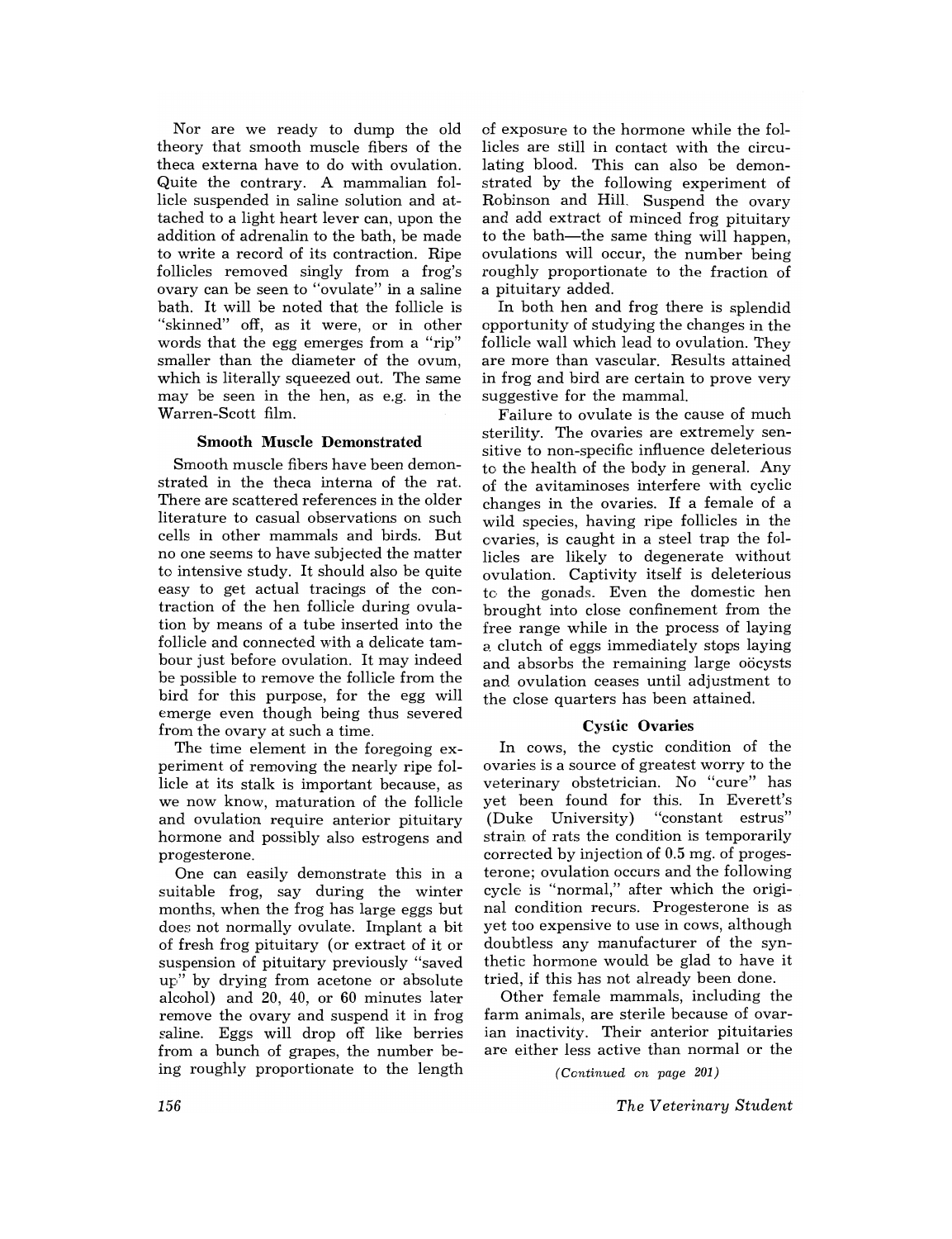Nor are we ready to dump the old theory that smooth muscle fibers of the theca externa have to do with ovulation. Quite the contrary. A mammalian follicle suspended in saline solution and attached to a light heart lever can, upon the addition of adrenalin to the bath, be made to write a record of its contraction. Ripe follicles removed singly from a frog's ovary can be seen to "ovulate" in a saline bath. It will be noted that the follicle is "skinned" off, as it were, or in other words that the egg emerges from a "rip" smaller than the diameter of the ovum, which is literally squeezed out. The same may be seen in the hen, as e.g. in the Warren-Scott film.

### Smooth Muscle Demonstrated

Smooth muscle fibers have been demonstrated in the theca interna of the rat. There are scattered references in the older literature to casual observations on such cells in other mammals and birds. But no one seems to have subjected the matter to intensive study. It should also be quite easy to get actual tracings of the contraction of the hen follicle during ovulation by means of a tube inserted into the follicle and connected with a delicate tambour just before ovulation. It may indeed be possible to remove the follicle from the bird for this purpose, for the egg will emerge even though being thus severed from the ovary at such a time.

The time element in the foregoing experiment of removing the nearly ripe follicle at its stalk is important because, as we now know, maturation of the follicle and ovulation require anterior pituitary hormone and possibly also estrogens and progesterone.

One can easily demonstrate this in a suitable frog, say during the winter months, when the frog has large eggs but does not normally ovulate. Implant a bit of fresh frog pituitary (or extract of it or suspension of pituitary previously "saved up" by drying from acetone or absolute alcohol) and 20, 40, or 60 minutes later remove the ovary and suspend it in frog saline. Eggs will drop off like berries from a bunch of grapes, the number being roughly proportionate to the length of exposure to the hormone while the follicles are still in contact with the circulating blood. This can also be demonstrated by the following experiment of Robinson and Hill. Suspend the ovary and add extract of minced frog pituitary to the bath—the same thing will happen, ovulations will occur, the number being roughly proportionate to the fraction of a pituitary added.

In both hen and frog there is splendid opportunity of studying the changes in the follicle wall which lead to ovulation. They are more than vascular. Results attained in frog and bird are certain to prove very suggestive for the mammal.

Failure to ovulate is the cause of much sterility. The ovaries are extremely sensitive to non-specific influence deleterious to the health of the body in general. Any of the avitaminoses interfere with cyclic changes in the ovaries. If a female of a wild species, having ripe follicles in the ovaries, is caught in a steel trap the follicles are likely to degenerate without ovulation. Captivity itself is deleterious to the gonads. Even the domestic hen brought into close confinement from the free range while in the process of laying a clutch of eggs immediately stops laying and absorbs the remaining large oöcysts and ovulation ceases until adjustment to the close quarters has been attained.

### Cystic Ovaries

In cows, the cystic condition of the ovaries is a source of greatest worry to the veterinary obstetrician. No "cure" has yet been found for this. In Everett's (Duke University) "constant estrus" strain of rats the condition is temporarily corrected by injection of 0.5 mg. of progesterone; ovulation occurs and the following cycle is "normal," after which the original condition recurs. Progesterone is as yet too expensive to use in cows, although doubtless any manufacturer of the synthetic hormone would be glad to have it tried, if this has not already been done.

Other female mammals, including the farm animals, are sterile because of ovarian inactivity. Their anterior pituitaries are either less active than normal or the

*(Continued on page 201)*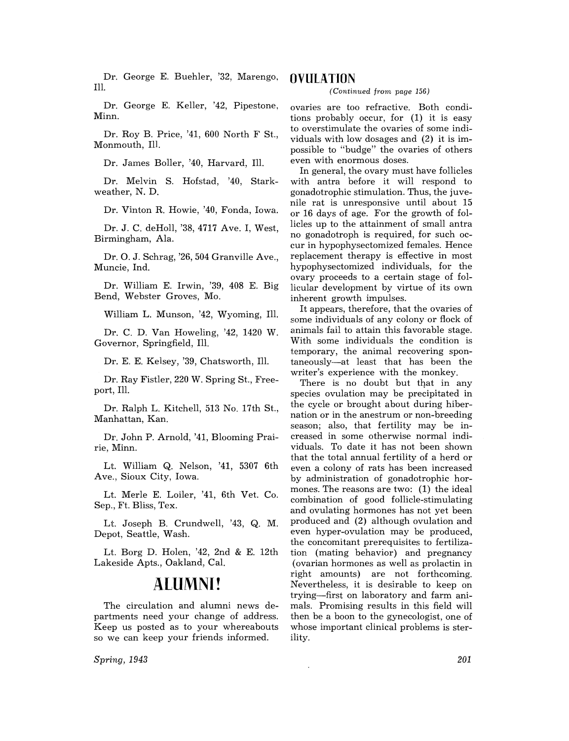Dr. George E. Buehler, '32, Marengo, Ill.

Dr. George E. Keller, '42, Pipestone, Minn.

Dr. Roy B. Price, '41, 600 North F St., Monmouth, Ill.

Dr. James Boller, '40, Harvard, Ill.

Dr. Melvin S. Hofstad, '40, Starkweather, N. D.

Dr. Vinton R. Howie, '40, Fonda, Iowa.

Dr. J. C. deHoll, '38, 4717 Ave. I, West, Birmingham, Ala.

Dr. O. J. Schrag, '26, 504 Granville Ave., Muncie, Ind.

Dr. William E. Irwin, '39, 408 E. Big Bend, Webster Groves, Mo.

William L. Munson, '42, Wyoming, Ill.

Dr. C. D. Van Howeling, '42, 1420 W. Governor, Springfield, Ill.

Dr. E. E. Kelsey, '39, Chatsworth, Ill.

Dr. Ray Fistler, 220 W. Spring St., Freeport, Ill.

Dr. Ralph L. Kitchell, 513 No. 17th St., Manhattan, Kan.

Dr. John P. Arnold, '41, Blooming Prairie, Minn.

Lt. William Q. Nelson, '41, 5307 6th Ave., Sioux City, Iowa.

Lt. Merle E. Loiler, '41, 6th Vet. Co. Sep., Ft. Bliss, Tex.

Lt. Joseph B. Crundwell, '43, Q. M. Depot, Seattle, Wash.

Lt. Borg D. Holen, '42, 2nd & E. 12th Lakeside Apts., Oakland, Cal.

# ALUMNI!

The circulation and alumni news departments need your change of address. Keep us posted as to your whereabouts so we can keep your friends informed.

## OVULATION

*(Continued from page 156)*

ovaries are too refractive. Both conditions probably occur, for (1) it is easy to overstimulate the ovaries of some individuals with low dosages and (2) it is impossible to "budge" the ovaries of others even with enormous doses.

In general, the ovary must have follicles with antra before it will respond to gonadotrophic stimulation. Thus, the juvenile rat is unresponsive until about 15 or 16 days of age. For the growth of follicles up to the attainment of small antra no gonadotroph is required, for such occur in hypophysectomized females. Hence replacement therapy is effective in most hypophysectomized individuals, for the ovary proceeds to a certain stage of follicular development by virtue of its own inherent growth impulses.

It appears, therefore, that the ovaries of some individuals of any colony or flock of animals fail to attain this favorable stage. With some individuals the condition is temporary, the animal recovering spontaneously—at least that has been the writer's experience with the monkey.

There is no doubt but that in any species ovulation may be precipitated in the cycle or brought about during hibernation or in the anestrum or non-breeding season; also, that fertility may be increased in some otherwise normal individuals. To date it has not been shown that the total annual fertility of a herd or even a colony of rats has been increased by administration of gonadotrophic hormones. The reasons are two: (1) the ideal combination of good follicle-stimulating and ovulating hormones has not yet been produced and (2) although ovulation and even hyper-ovulation may be produced, the concomitant prerequisites to fertilization (mating behavior) and pregnancy (ovarian hormones as well as prolactin in right amounts) are not forthcoming. Nevertheless, it is desirable to keep on trying—first on laboratory and farm animals. Promising results in this field will then be a boon to the gynecologist, one of whose important clinical problems is sterility.